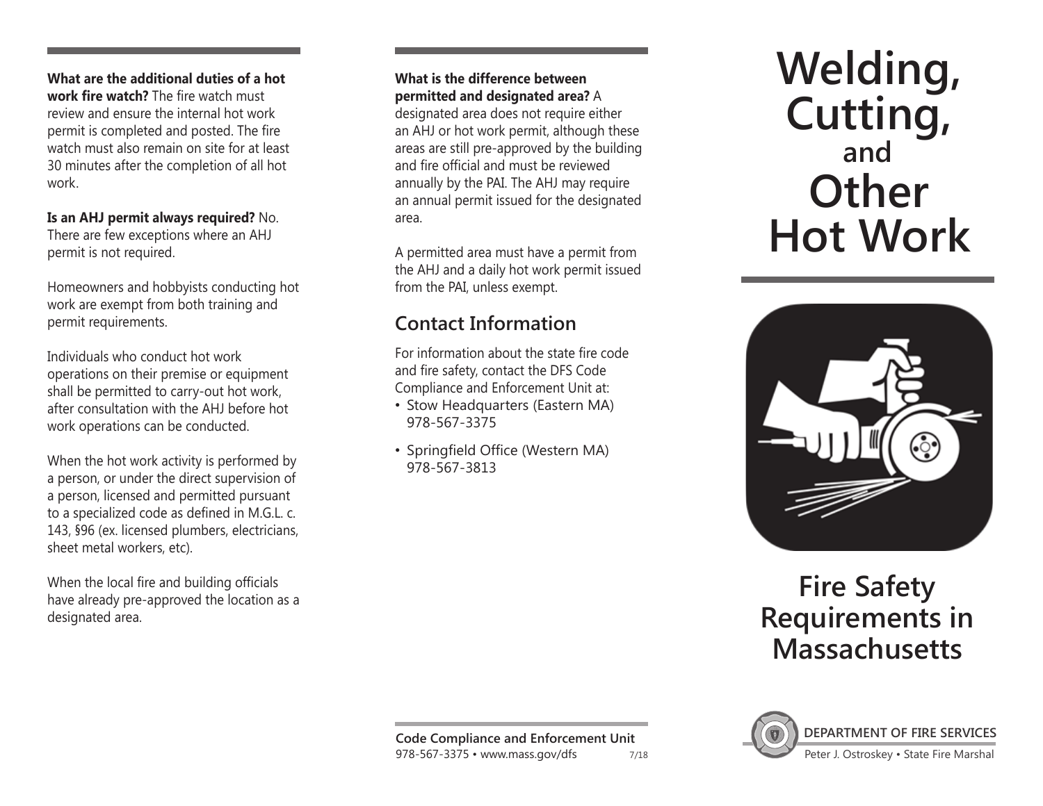**What are the additional duties of a hot work fire watch?** The fire watch must review and ensure the internal hot work permit is completed and posted. The fire watch must also remain on site for at least 30 minutes after the completion of all hot work.

**Is an AHJ permit always required?** No. There are few exceptions where an AHJ permit is not required.

Homeowners and hobbyists conducting hot work are exempt from both training and permit requirements.

Individuals who conduct hot work operations on their premise or equipment shall be permitted to carry-out hot work, after consultation with the AHJ before hot work operations can be conducted.

When the hot work activity is performed by a person, or under the direct supervision of a person, licensed and permitted pursuant to a specialized code as defined in M.G.L. c. 143, §96 (ex. licensed plumbers, electricians, sheet metal workers, etc).

When the local fire and building officials have already pre-approved the location as a designated area.

**What is the difference between permitted and designated area?** A designated area does not require either an AHJ or hot work permit, although these areas are still pre-approved by the building and fire official and must be reviewed annually by the PAI. The AHJ may require an annual permit issued for the designated area.

A permitted area must have a permit from the AHJ and a daily hot work permit issued from the PAI, unless exempt.

## Contact Information

For information about the state fire code and fire safety, contact the DFS Code Compliance and Enforcement Unit at:

- Stow Headquarters (Eastern MA) 978-567-3375
- Springfield Office (Western MA) 978-567-3813

**Code Compliance and Enforcement Unit**
978-567-3375 • www.mass.gov/dfs 7/18

# Welding, Cutting, and Other Hot Work

## Fire Safety Requirements in Massachusetts

**DEPARTMENT OF FIRE SERVICES**
Peter J. Ostroskey • State Fire Marshal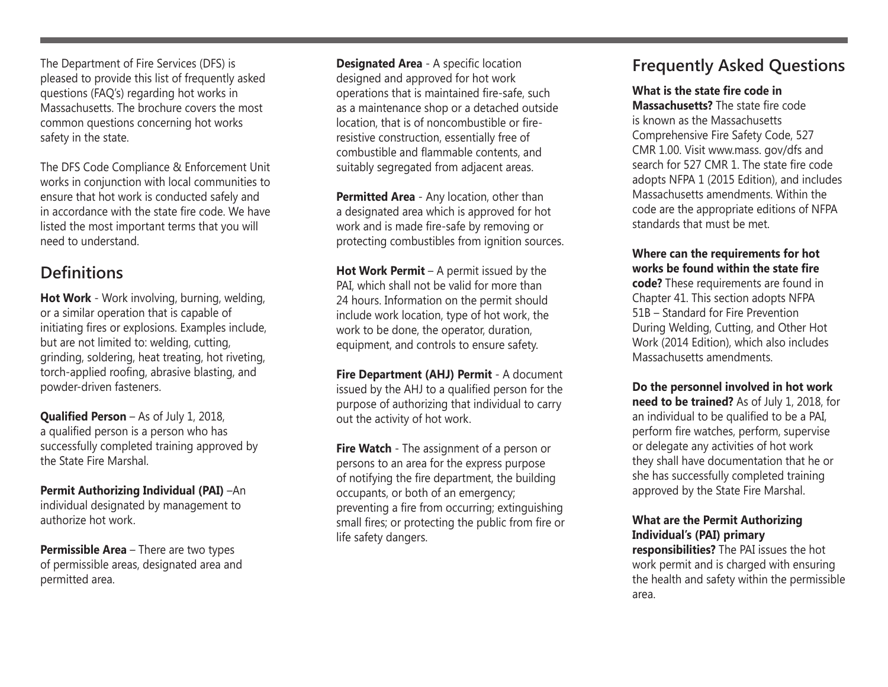The Department of Fire Services (DFS) is pleased to provide this list of frequently asked questions (FAQ's) regarding hot works in Massachusetts. The brochure covers the most common questions concerning hot works safety in the state.

The DFS Code Compliance & Enforcement Unit works in conjunction with local communities to ensure that hot work is conducted safely and in accordance with the state fire code. We have listed the most important terms that you will need to understand.

## Definitions

**Hot Work** - Work involving, burning, welding, or a similar operation that is capable of initiating fires or explosions. Examples include, but are not limited to: welding, cutting, grinding, soldering, heat treating, hot riveting, torch-applied roofing, abrasive blasting, and powder-driven fasteners.

**Qualified Person** – As of July 1, 2018, a qualified person is a person who has successfully completed training approved by the State Fire Marshal.

**Permit Authorizing Individual (PAI)** –An individual designated by management to authorize hot work.

**Permissible Area** – There are two types of permissible areas, designated area and permitted area.

**Designated Area** - A specific location designed and approved for hot work operations that is maintained fire-safe, such as a maintenance shop or a detached outside location, that is of noncombustible or fire-resistive construction, essentially free of combustible and flammable contents, and suitably segregated from adjacent areas.

**Permitted Area** - Any location, other than a designated area which is approved for hot work and is made fire-safe by removing or protecting combustibles from ignition sources.

**Hot Work Permit** – A permit issued by the PAI, which shall not be valid for more than 24 hours. Information on the permit should include work location, type of hot work, the work to be done, the operator, duration, equipment, and controls to ensure safety.

**Fire Department (AHJ) Permit** - A document issued by the AHJ to a qualified person for the purpose of authorizing that individual to carry out the activity of hot work.

**Fire Watch** - The assignment of a person or persons to an area for the express purpose of notifying the fire department, the building occupants, or both of an emergency; preventing a fire from occurring; extinguishing small fires; or protecting the public from fire or life safety dangers.

## Frequently Asked Questions

**What is the state fire code in Massachusetts?** The state fire code is known as the Massachusetts Comprehensive Fire Safety Code, 527 CMR 1.00. Visit www.mass. gov/dfs and search for 527 CMR 1. The state fire code adopts NFPA 1 (2015 Edition), and includes Massachusetts amendments. Within the code are the appropriate editions of NFPA standards that must be met.

**Where can the requirements for hot works be found within the state fire code?** These requirements are found in Chapter 41. This section adopts NFPA 51B – Standard for Fire Prevention During Welding, Cutting, and Other Hot Work (2014 Edition), which also includes Massachusetts amendments.

**Do the personnel involved in hot work need to be trained?** As of July 1, 2018, for an individual to be qualified to be a PAI, perform fire watches, perform, supervise or delegate any activities of hot work they shall have documentation that he or she has successfully completed training approved by the State Fire Marshal.

**What are the Permit Authorizing Individual's (PAI) primary responsibilities?** The PAI issues the hot work permit and is charged with ensuring the health and safety within the permissible area.